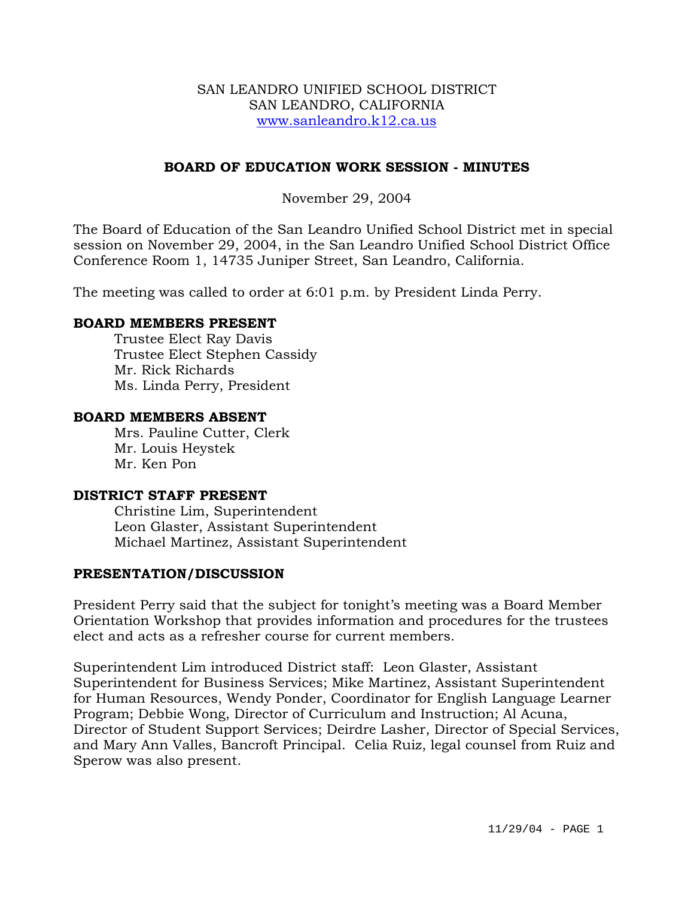SAN LEANDRO UNIFIED SCHOOL DISTRICT
SAN LEANDRO, CALIFORNIA
www.sanleandro.k12.ca.us

# BOARD OF EDUCATION WORK SESSION - MINUTES

November 29, 2004

The Board of Education of the San Leandro Unified School District met in special session on November 29, 2004, in the San Leandro Unified School District Office Conference Room 1, 14735 Juniper Street, San Leandro, California.

The meeting was called to order at 6:01 p.m. by President Linda Perry.

## BOARD MEMBERS PRESENT

Trustee Elect Ray Davis
Trustee Elect Stephen Cassidy
Mr. Rick Richards
Ms. Linda Perry, President

## BOARD MEMBERS ABSENT

Mrs. Pauline Cutter, Clerk
Mr. Louis Heystek
Mr. Ken Pon

## DISTRICT STAFF PRESENT

Christine Lim, Superintendent
Leon Glaster, Assistant Superintendent
Michael Martinez, Assistant Superintendent

## PRESENTATION/DISCUSSION

President Perry said that the subject for tonight's meeting was a Board Member Orientation Workshop that provides information and procedures for the trustees elect and acts as a refresher course for current members.

Superintendent Lim introduced District staff: Leon Glaster, Assistant Superintendent for Business Services; Mike Martinez, Assistant Superintendent for Human Resources, Wendy Ponder, Coordinator for English Language Learner Program; Debbie Wong, Director of Curriculum and Instruction; Al Acuna, Director of Student Support Services; Deirdre Lasher, Director of Special Services, and Mary Ann Valles, Bancroft Principal. Celia Ruiz, legal counsel from Ruiz and Sperow was also present.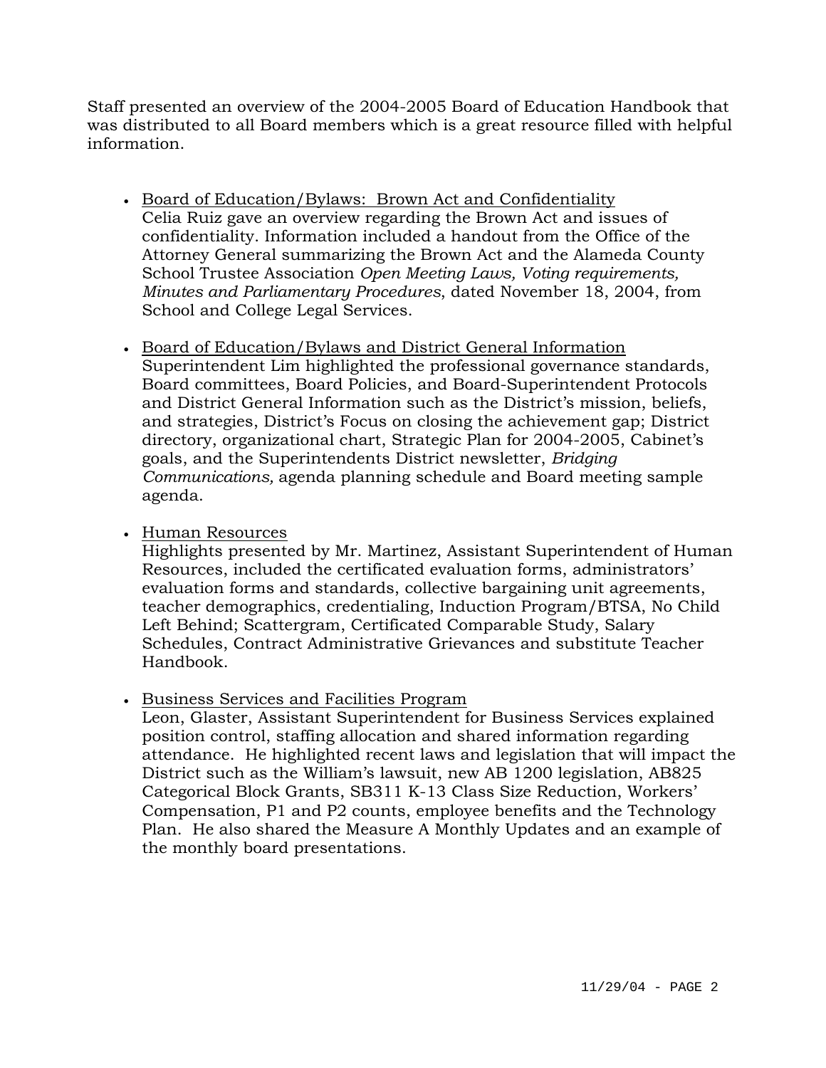Staff presented an overview of the 2004-2005 Board of Education Handbook that was distributed to all Board members which is a great resource filled with helpful information.

- <u>Board of Education/Bylaws: Brown Act and Confidentiality</u>
  Celia Ruiz gave an overview regarding the Brown Act and issues of confidentiality. Information included a handout from the Office of the Attorney General summarizing the Brown Act and the Alameda County School Trustee Association *Open Meeting Laws, Voting requirements, Minutes and Parliamentary Procedures*, dated November 18, 2004, from School and College Legal Services.

- <u>Board of Education/Bylaws and District General Information</u>
  Superintendent Lim highlighted the professional governance standards, Board committees, Board Policies, and Board-Superintendent Protocols and District General Information such as the District's mission, beliefs, and strategies, District's Focus on closing the achievement gap; District directory, organizational chart, Strategic Plan for 2004-2005, Cabinet's goals, and the Superintendents District newsletter, *Bridging Communications,* agenda planning schedule and Board meeting sample agenda.

- <u>Human Resources</u>
  Highlights presented by Mr. Martinez, Assistant Superintendent of Human Resources, included the certificated evaluation forms, administrators' evaluation forms and standards, collective bargaining unit agreements, teacher demographics, credentialing, Induction Program/BTSA, No Child Left Behind; Scattergram, Certificated Comparable Study, Salary Schedules, Contract Administrative Grievances and substitute Teacher Handbook.

- <u>Business Services and Facilities Program</u>
  Leon, Glaster, Assistant Superintendent for Business Services explained position control, staffing allocation and shared information regarding attendance. He highlighted recent laws and legislation that will impact the District such as the William's lawsuit, new AB 1200 legislation, AB825 Categorical Block Grants, SB311 K-13 Class Size Reduction, Workers' Compensation, P1 and P2 counts, employee benefits and the Technology Plan. He also shared the Measure A Monthly Updates and an example of the monthly board presentations.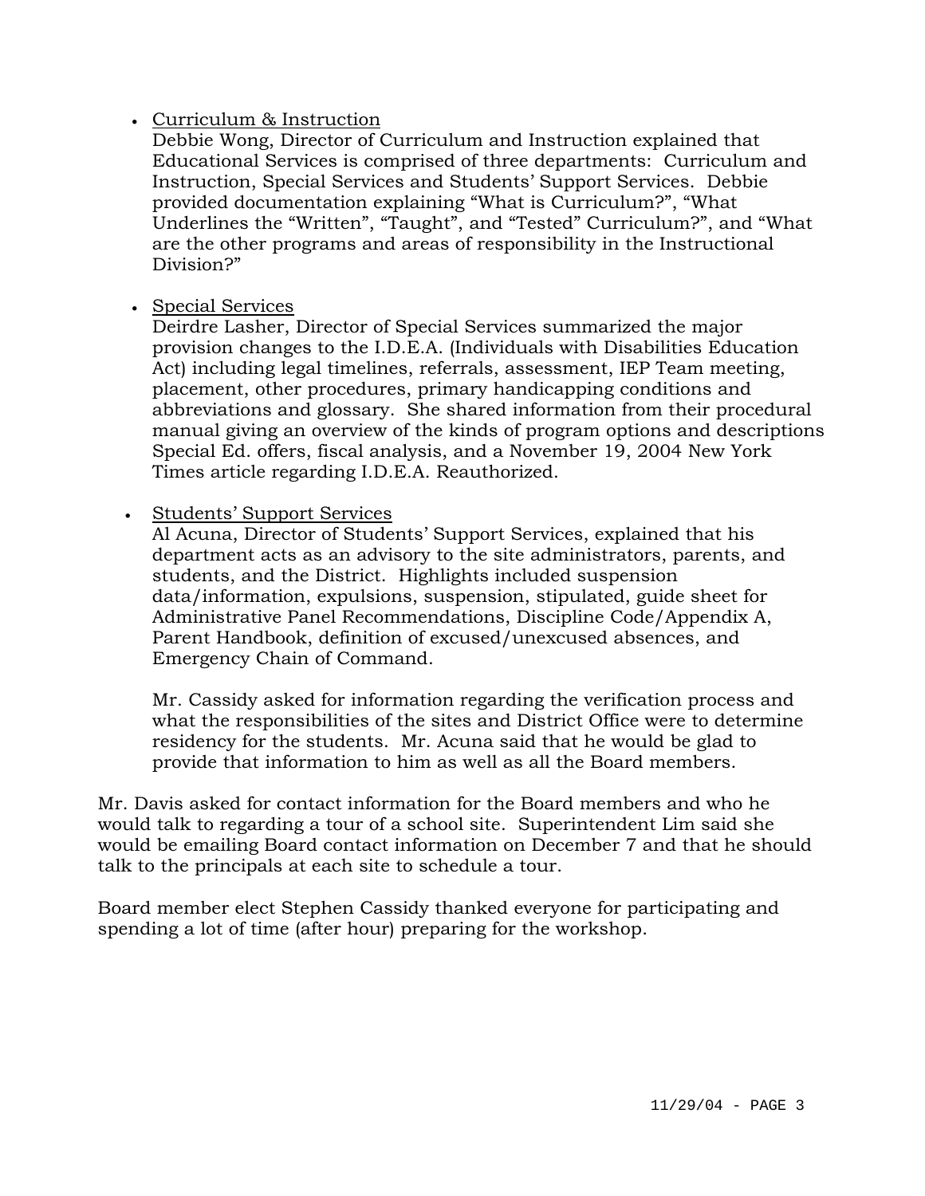- Curriculum & Instruction

  Debbie Wong, Director of Curriculum and Instruction explained that Educational Services is comprised of three departments: Curriculum and Instruction, Special Services and Students' Support Services. Debbie provided documentation explaining "What is Curriculum?", "What Underlines the "Written", "Taught", and "Tested" Curriculum?", and "What are the other programs and areas of responsibility in the Instructional Division?"

- Special Services

  Deirdre Lasher, Director of Special Services summarized the major provision changes to the I.D.E.A. (Individuals with Disabilities Education Act) including legal timelines, referrals, assessment, IEP Team meeting, placement, other procedures, primary handicapping conditions and abbreviations and glossary. She shared information from their procedural manual giving an overview of the kinds of program options and descriptions Special Ed. offers, fiscal analysis, and a November 19, 2004 New York Times article regarding I.D.E.A. Reauthorized.

- Students' Support Services

  Al Acuna, Director of Students' Support Services, explained that his department acts as an advisory to the site administrators, parents, and students, and the District. Highlights included suspension data/information, expulsions, suspension, stipulated, guide sheet for Administrative Panel Recommendations, Discipline Code/Appendix A, Parent Handbook, definition of excused/unexcused absences, and Emergency Chain of Command.

  Mr. Cassidy asked for information regarding the verification process and what the responsibilities of the sites and District Office were to determine residency for the students. Mr. Acuna said that he would be glad to provide that information to him as well as all the Board members.

Mr. Davis asked for contact information for the Board members and who he would talk to regarding a tour of a school site. Superintendent Lim said she would be emailing Board contact information on December 7 and that he should talk to the principals at each site to schedule a tour.

Board member elect Stephen Cassidy thanked everyone for participating and spending a lot of time (after hour) preparing for the workshop.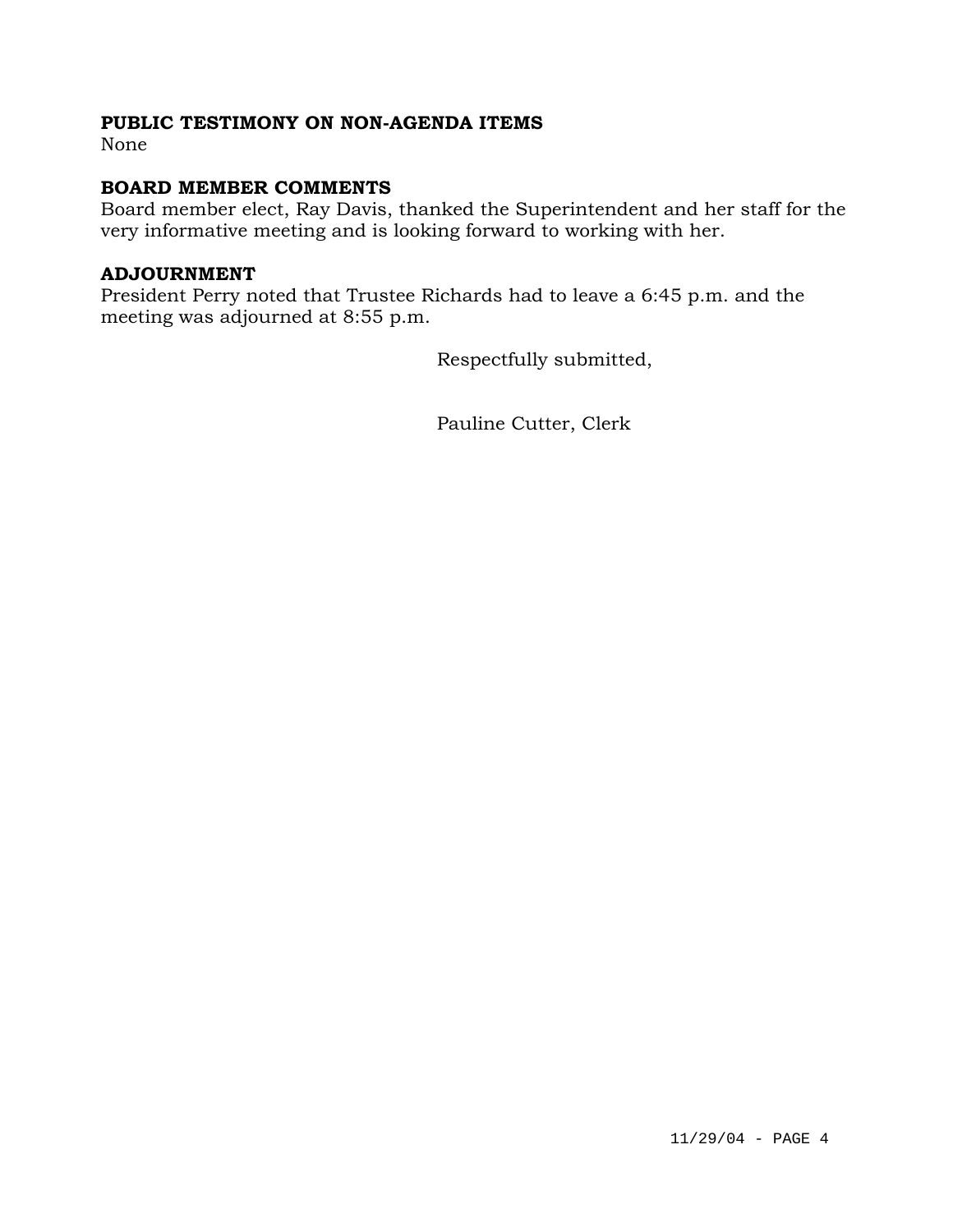**PUBLIC TESTIMONY ON NON-AGENDA ITEMS**
None

**BOARD MEMBER COMMENTS**
Board member elect, Ray Davis, thanked the Superintendent and her staff for the very informative meeting and is looking forward to working with her.

**ADJOURNMENT**
President Perry noted that Trustee Richards had to leave a 6:45 p.m. and the meeting was adjourned at 8:55 p.m.

Respectfully submitted,

Pauline Cutter, Clerk